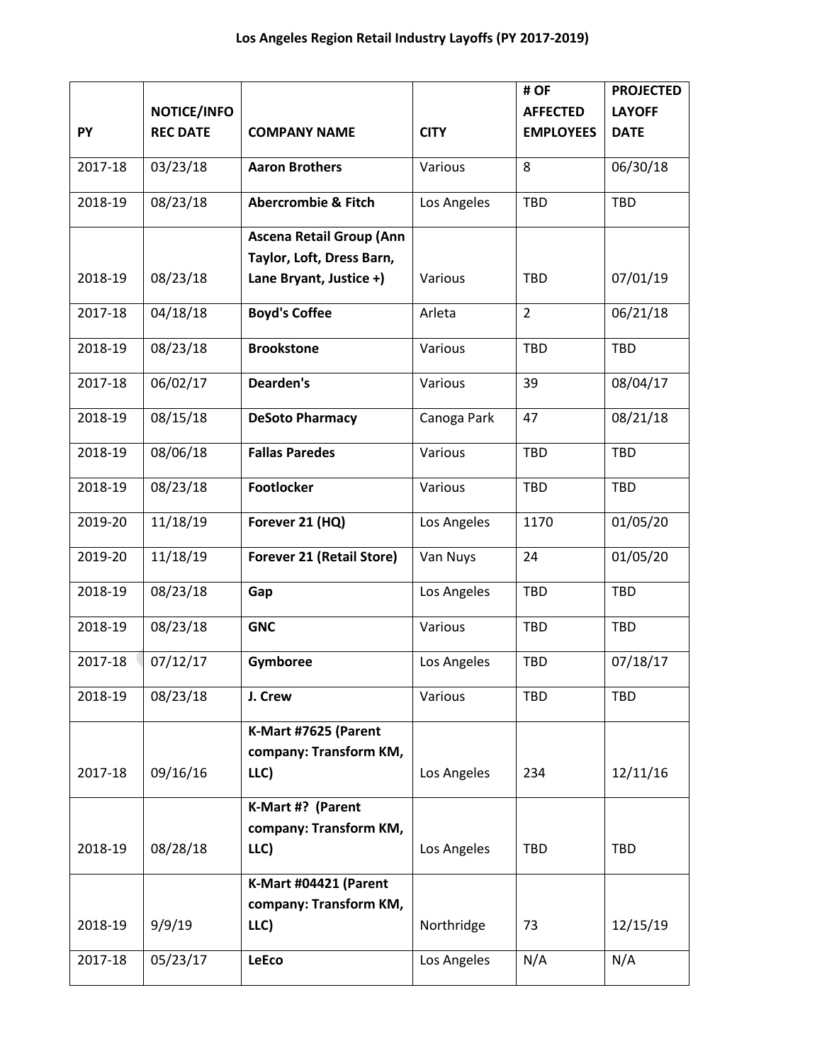# Los Angeles Region Retail Industry Layoffs (PY 2017-2019)

| PY | NOTICE/INFO REC DATE | COMPANY NAME | CITY | # OF AFFECTED EMPLOYEES | PROJECTED LAYOFF DATE |
|---|---|---|---|---|---|
| 2017-18 | 03/23/18 | **Aaron Brothers** | Various | 8 | 06/30/18 |
| 2018-19 | 08/23/18 | **Abercrombie & Fitch** | Los Angeles | TBD | TBD |
| 2018-19 | 08/23/18 | **Ascena Retail Group (Ann Taylor, Loft, Dress Barn, Lane Bryant, Justice +)** | Various | TBD | 07/01/19 |
| 2017-18 | 04/18/18 | **Boyd's Coffee** | Arleta | 2 | 06/21/18 |
| 2018-19 | 08/23/18 | **Brookstone** | Various | TBD | TBD |
| 2017-18 | 06/02/17 | **Dearden's** | Various | 39 | 08/04/17 |
| 2018-19 | 08/15/18 | **DeSoto Pharmacy** | Canoga Park | 47 | 08/21/18 |
| 2018-19 | 08/06/18 | **Fallas Paredes** | Various | TBD | TBD |
| 2018-19 | 08/23/18 | **Footlocker** | Various | TBD | TBD |
| 2019-20 | 11/18/19 | **Forever 21 (HQ)** | Los Angeles | 1170 | 01/05/20 |
| 2019-20 | 11/18/19 | **Forever 21 (Retail Store)** | Van Nuys | 24 | 01/05/20 |
| 2018-19 | 08/23/18 | **Gap** | Los Angeles | TBD | TBD |
| 2018-19 | 08/23/18 | **GNC** | Various | TBD | TBD |
| 2017-18 | 07/12/17 | **Gymboree** | Los Angeles | TBD | 07/18/17 |
| 2018-19 | 08/23/18 | **J. Crew** | Various | TBD | TBD |
| 2017-18 | 09/16/16 | **K-Mart #7625 (Parent company: Transform KM, LLC)** | Los Angeles | 234 | 12/11/16 |
| 2018-19 | 08/28/18 | **K-Mart #? (Parent company: Transform KM, LLC)** | Los Angeles | TBD | TBD |
| 2018-19 | 9/9/19 | **K-Mart #04421 (Parent company: Transform KM, LLC)** | Northridge | 73 | 12/15/19 |
| 2017-18 | 05/23/17 | **LeEco** | Los Angeles | N/A | N/A |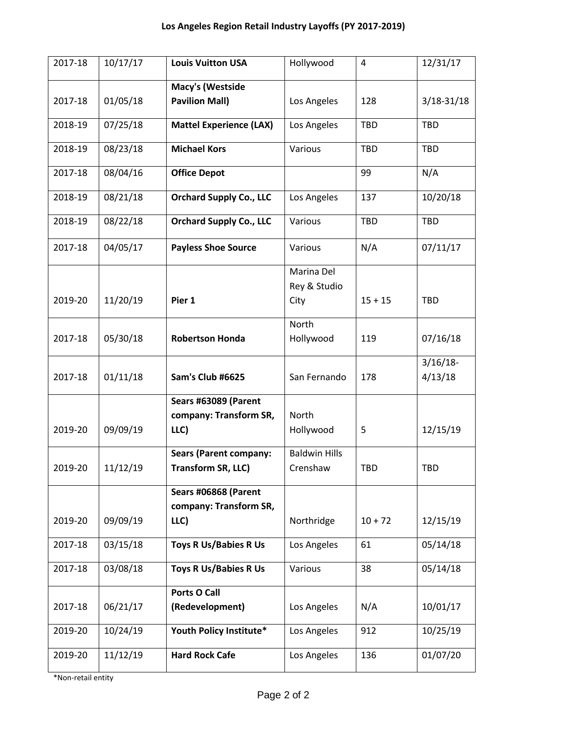## Los Angeles Region Retail Industry Layoffs (PY 2017-2019)

| | | | | | |
|---|---|---|---|---|---|
| 2017-18 | 10/17/17 | **Louis Vuitton USA** | Hollywood | 4 | 12/31/17 |
| 2017-18 | 01/05/18 | **Macy's (Westside Pavilion Mall)** | Los Angeles | 128 | 3/18-31/18 |
| 2018-19 | 07/25/18 | **Mattel Experience (LAX)** | Los Angeles | TBD | TBD |
| 2018-19 | 08/23/18 | **Michael Kors** | Various | TBD | TBD |
| 2017-18 | 08/04/16 | **Office Depot** | | 99 | N/A |
| 2018-19 | 08/21/18 | **Orchard Supply Co., LLC** | Los Angeles | 137 | 10/20/18 |
| 2018-19 | 08/22/18 | **Orchard Supply Co., LLC** | Various | TBD | TBD |
| 2017-18 | 04/05/17 | **Payless Shoe Source** | Various | N/A | 07/11/17 |
| 2019-20 | 11/20/19 | **Pier 1** | Marina Del Rey & Studio City | 15 + 15 | TBD |
| 2017-18 | 05/30/18 | **Robertson Honda** | North Hollywood | 119 | 07/16/18 |
| 2017-18 | 01/11/18 | **Sam's Club #6625** | San Fernando | 178 | 3/16/18-4/13/18 |
| 2019-20 | 09/09/19 | **Sears #63089 (Parent company: Transform SR, LLC)** | North Hollywood | 5 | 12/15/19 |
| 2019-20 | 11/12/19 | **Sears (Parent company: Transform SR, LLC)** | Baldwin Hills Crenshaw | TBD | TBD |
| 2019-20 | 09/09/19 | **Sears #06868 (Parent company: Transform SR, LLC)** | Northridge | 10 + 72 | 12/15/19 |
| 2017-18 | 03/15/18 | **Toys R Us/Babies R Us** | Los Angeles | 61 | 05/14/18 |
| 2017-18 | 03/08/18 | **Toys R Us/Babies R Us** | Various | 38 | 05/14/18 |
| 2017-18 | 06/21/17 | **Ports O Call (Redevelopment)** | Los Angeles | N/A | 10/01/17 |
| 2019-20 | 10/24/19 | **Youth Policy Institute*** | Los Angeles | 912 | 10/25/19 |
| 2019-20 | 11/12/19 | **Hard Rock Cafe** | Los Angeles | 136 | 01/07/20 |

*Non-retail entity